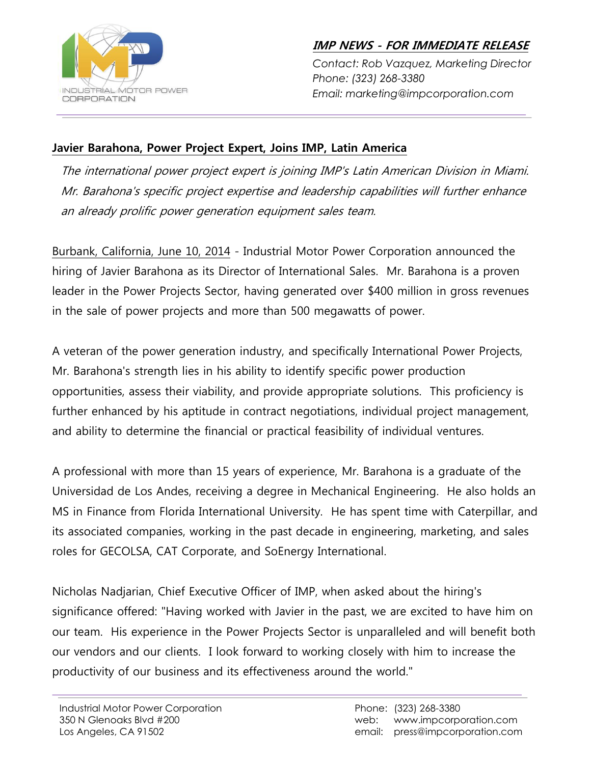**IMP NEWS - FOR IMMEDIATE RELEASE**

*Contact: Rob Vazquez, Marketing Director*
*Phone: (323) 268-3380*
*Email: marketing@impcorporation.com*

---

## Javier Barahona, Power Project Expert, Joins IMP, Latin America

*The international power project expert is joining IMP's Latin American Division in Miami. Mr. Barahona's specific project expertise and leadership capabilities will further enhance an already prolific power generation equipment sales team.*

Burbank, California, June 10, 2014 - Industrial Motor Power Corporation announced the hiring of Javier Barahona as its Director of International Sales. Mr. Barahona is a proven leader in the Power Projects Sector, having generated over $400 million in gross revenues in the sale of power projects and more than 500 megawatts of power.

A veteran of the power generation industry, and specifically International Power Projects, Mr. Barahona's strength lies in his ability to identify specific power production opportunities, assess their viability, and provide appropriate solutions. This proficiency is further enhanced by his aptitude in contract negotiations, individual project management, and ability to determine the financial or practical feasibility of individual ventures.

A professional with more than 15 years of experience, Mr. Barahona is a graduate of the Universidad de Los Andes, receiving a degree in Mechanical Engineering. He also holds an MS in Finance from Florida International University. He has spent time with Caterpillar, and its associated companies, working in the past decade in engineering, marketing, and sales roles for GECOLSA, CAT Corporate, and SoEnergy International.

Nicholas Nadjarian, Chief Executive Officer of IMP, when asked about the hiring's significance offered: "Having worked with Javier in the past, we are excited to have him on our team. His experience in the Power Projects Sector is unparalleled and will benefit both our vendors and our clients. I look forward to working closely with him to increase the productivity of our business and its effectiveness around the world."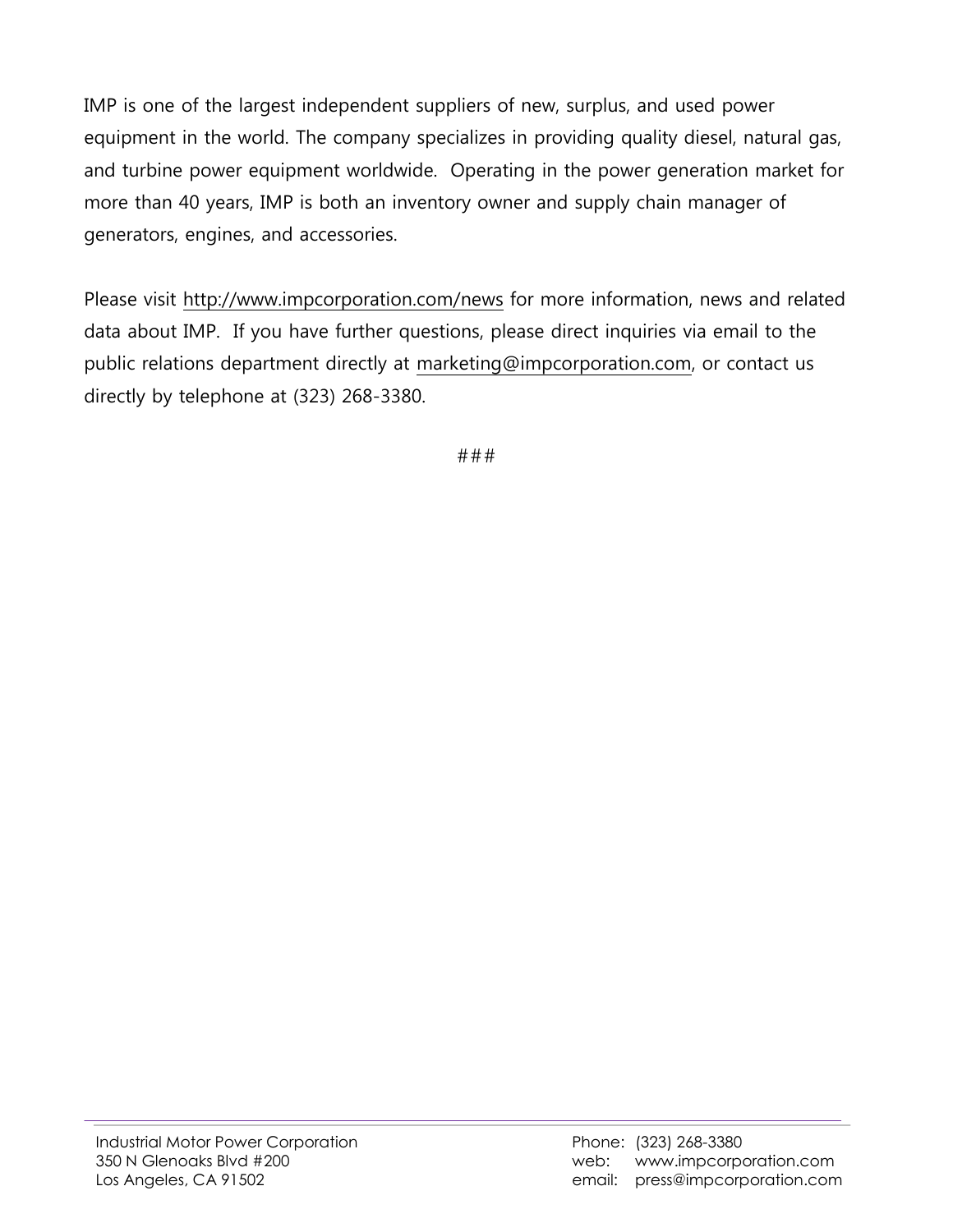IMP is one of the largest independent suppliers of new, surplus, and used power equipment in the world. The company specializes in providing quality diesel, natural gas, and turbine power equipment worldwide. Operating in the power generation market for more than 40 years, IMP is both an inventory owner and supply chain manager of generators, engines, and accessories.

Please visit http://www.impcorporation.com/news for more information, news and related data about IMP. If you have further questions, please direct inquiries via email to the public relations department directly at marketing@impcorporation.com, or contact us directly by telephone at (323) 268-3380.

###